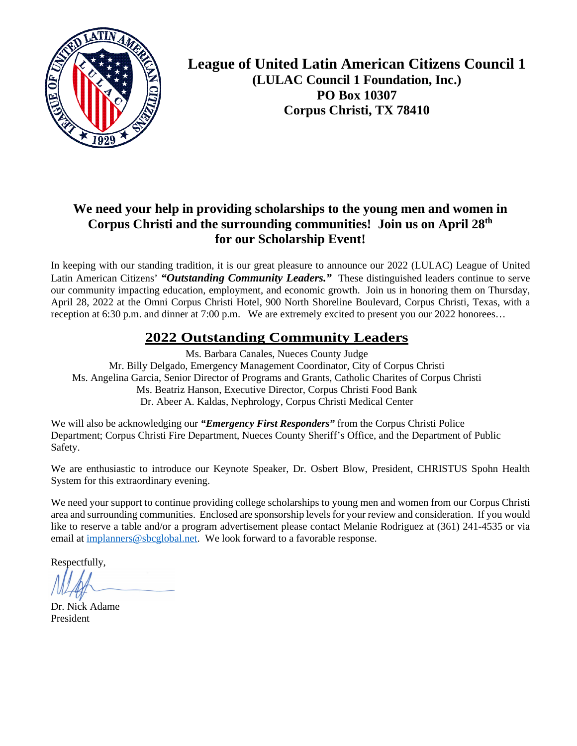# League of United Latin American Citizens Council 1

**(LULAC Council 1 Foundation, Inc.)**
**PO Box 10307**
**Corpus Christi, TX 78410**

## We need your help in providing scholarships to the young men and women in Corpus Christi and the surrounding communities! Join us on April 28th for our Scholarship Event!

In keeping with our standing tradition, it is our great pleasure to announce our 2022 (LULAC) League of United Latin American Citizens' ***"Outstanding Community Leaders."*** These distinguished leaders continue to serve our community impacting education, employment, and economic growth. Join us in honoring them on Thursday, April 28, 2022 at the Omni Corpus Christi Hotel, 900 North Shoreline Boulevard, Corpus Christi, Texas, with a reception at 6:30 p.m. and dinner at 7:00 p.m. We are extremely excited to present you our 2022 honorees…

## 2022 Outstanding Community Leaders

Ms. Barbara Canales, Nueces County Judge
Mr. Billy Delgado, Emergency Management Coordinator, City of Corpus Christi
Ms. Angelina Garcia, Senior Director of Programs and Grants, Catholic Charites of Corpus Christi
Ms. Beatriz Hanson, Executive Director, Corpus Christi Food Bank
Dr. Abeer A. Kaldas, Nephrology, Corpus Christi Medical Center

We will also be acknowledging our ***"Emergency First Responders"*** from the Corpus Christi Police Department; Corpus Christi Fire Department, Nueces County Sheriff's Office, and the Department of Public Safety.

We are enthusiastic to introduce our Keynote Speaker, Dr. Osbert Blow, President, CHRISTUS Spohn Health System for this extraordinary evening.

We need your support to continue providing college scholarships to young men and women from our Corpus Christi area and surrounding communities. Enclosed are sponsorship levels for your review and consideration. If you would like to reserve a table and/or a program advertisement please contact Melanie Rodriguez at (361) 241-4535 or via email at implanners@sbcglobal.net. We look forward to a favorable response.

Respectfully,

Dr. Nick Adame
President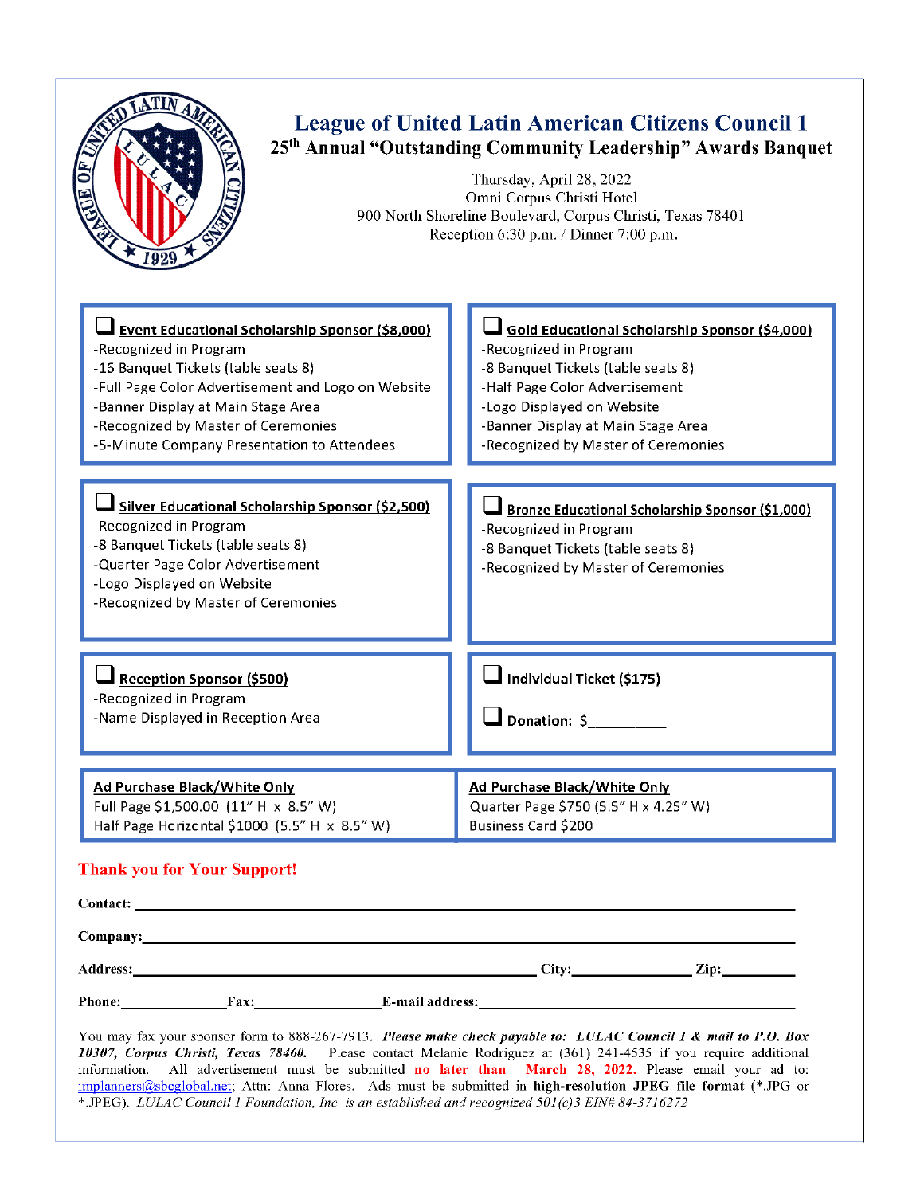# League of United Latin American Citizens Council 1

## 25th Annual "Outstanding Community Leadership" Awards Banquet

Thursday, April 28, 2022
Omni Corpus Christi Hotel
900 North Shoreline Boulevard, Corpus Christi, Texas 78401
Reception 6:30 p.m. / Dinner 7:00 p.m.

☐ **Event Educational Scholarship Sponsor ($8,000)**
- Recognized in Program
- 16 Banquet Tickets (table seats 8)
- Full Page Color Advertisement and Logo on Website
- Banner Display at Main Stage Area
- Recognized by Master of Ceremonies
- 5-Minute Company Presentation to Attendees

☐ **Gold Educational Scholarship Sponsor ($4,000)**
- Recognized in Program
- 8 Banquet Tickets (table seats 8)
- Half Page Color Advertisement
- Logo Displayed on Website
- Banner Display at Main Stage Area
- Recognized by Master of Ceremonies

☐ **Silver Educational Scholarship Sponsor ($2,500)**
- Recognized in Program
- 8 Banquet Tickets (table seats 8)
- Quarter Page Color Advertisement
- Logo Displayed on Website
- Recognized by Master of Ceremonies

☐ **Bronze Educational Scholarship Sponsor ($1,000)**
- Recognized in Program
- 8 Banquet Tickets (table seats 8)
- Recognized by Master of Ceremonies

☐ **Reception Sponsor ($500)**
- Recognized in Program
- Name Displayed in Reception Area

☐ **Individual Ticket ($175)**

☐ **Donation:** $__________

**Ad Purchase Black/White Only**
Full Page $1,500.00 (11" H x 8.5" W)
Half Page Horizontal $1000 (5.5" H x 8.5" W)

**Ad Purchase Black/White Only**
Quarter Page $750 (5.5" H x 4.25" W)
Business Card $200

**Thank you for Your Support!**

**Contact:** ______________________________________________

**Company:** ______________________________________________

**Address:** ______________________________ **City:** ____________ **Zip:** ________

**Phone:** ____________ **Fax:** ______________ **E-mail address:** ______________________

You may fax your sponsor form to 888-267-7913. ***Please make check payable to: LULAC Council 1 & mail to P.O. Box 10307, Corpus Christi, Texas 78460.*** Please contact Melanie Rodriguez at (361) 241-4535 if you require additional information. All advertisement must be submitted **no later than March 28, 2022.** Please email your ad to: implanners@sbcglobal.net; Attn: Anna Flores. Ads must be submitted in **high-resolution JPEG file format** (*.JPG or *.JPEG). *LULAC Council 1 Foundation, Inc. is an established and recognized 501(c)3 EIN# 84-3716272*